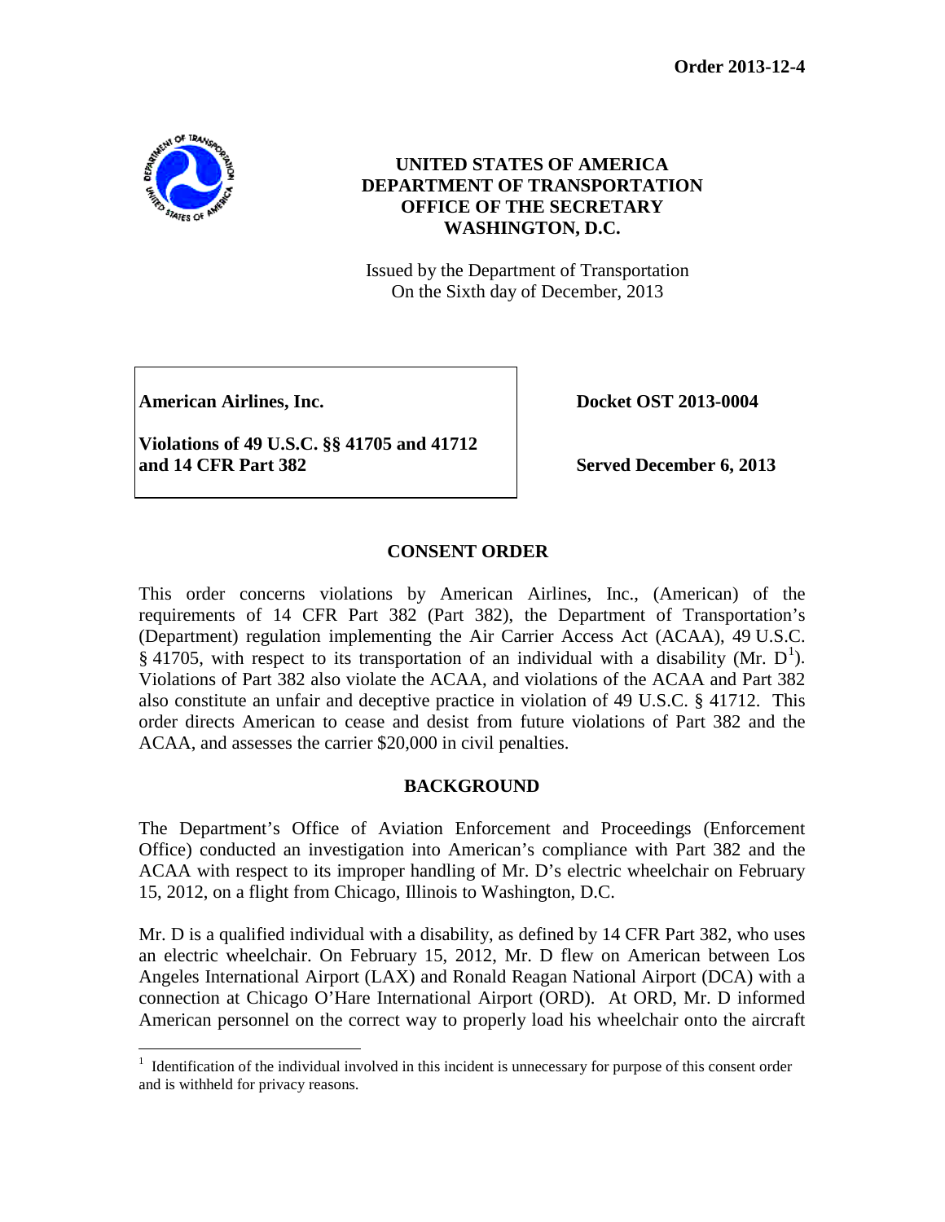**Order 2013-12-4**

**UNITED STATES OF AMERICA**
**DEPARTMENT OF TRANSPORTATION**
**OFFICE OF THE SECRETARY**
**WASHINGTON, D.C.**

Issued by the Department of Transportation
On the Sixth day of December, 2013

| | |
|---|---|
| **American Airlines, Inc.** | **Docket OST 2013-0004** |
| **Violations of 49 U.S.C. §§ 41705 and 41712 and 14 CFR Part 382** | **Served December 6, 2013** |

## CONSENT ORDER

This order concerns violations by American Airlines, Inc., (American) of the requirements of 14 CFR Part 382 (Part 382), the Department of Transportation's (Department) regulation implementing the Air Carrier Access Act (ACAA), 49 U.S.C. § 41705, with respect to its transportation of an individual with a disability (Mr. D[1]). Violations of Part 382 also violate the ACAA, and violations of the ACAA and Part 382 also constitute an unfair and deceptive practice in violation of 49 U.S.C. § 41712. This order directs American to cease and desist from future violations of Part 382 and the ACAA, and assesses the carrier $20,000 in civil penalties.

## BACKGROUND

The Department's Office of Aviation Enforcement and Proceedings (Enforcement Office) conducted an investigation into American's compliance with Part 382 and the ACAA with respect to its improper handling of Mr. D's electric wheelchair on February 15, 2012, on a flight from Chicago, Illinois to Washington, D.C.

Mr. D is a qualified individual with a disability, as defined by 14 CFR Part 382, who uses an electric wheelchair. On February 15, 2012, Mr. D flew on American between Los Angeles International Airport (LAX) and Ronald Reagan National Airport (DCA) with a connection at Chicago O'Hare International Airport (ORD). At ORD, Mr. D informed American personnel on the correct way to properly load his wheelchair onto the aircraft

[1] Identification of the individual involved in this incident is unnecessary for purpose of this consent order and is withheld for privacy reasons.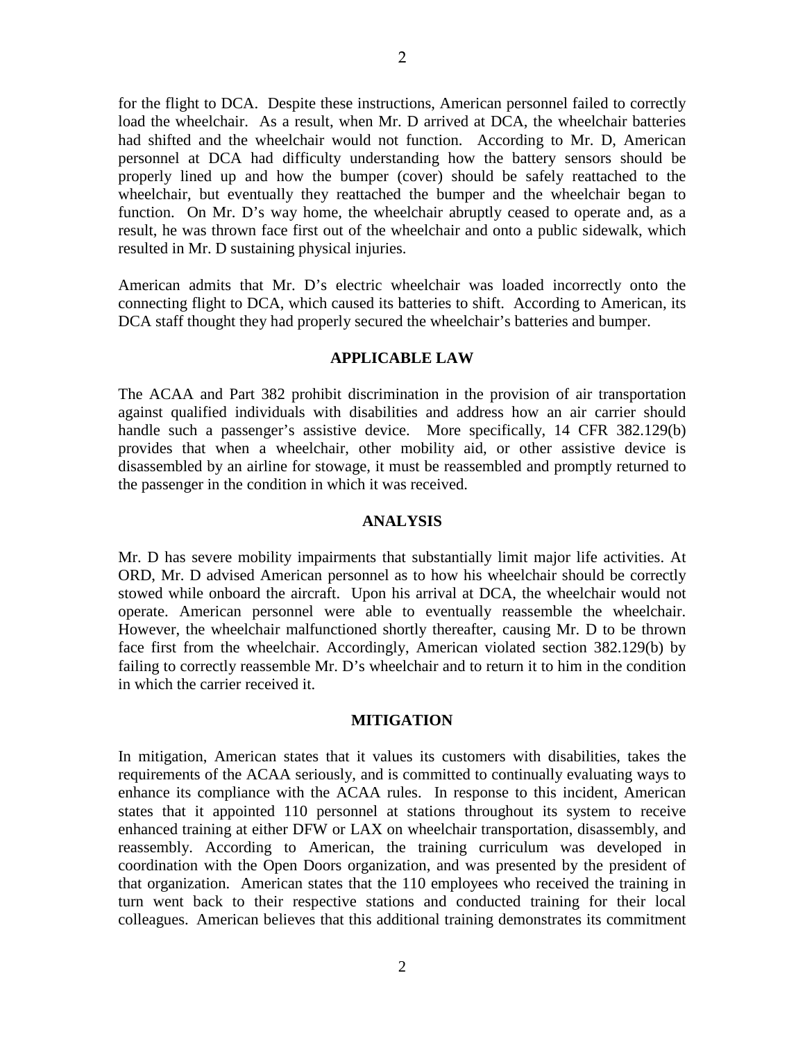for the flight to DCA. Despite these instructions, American personnel failed to correctly load the wheelchair. As a result, when Mr. D arrived at DCA, the wheelchair batteries had shifted and the wheelchair would not function. According to Mr. D, American personnel at DCA had difficulty understanding how the battery sensors should be properly lined up and how the bumper (cover) should be safely reattached to the wheelchair, but eventually they reattached the bumper and the wheelchair began to function. On Mr. D's way home, the wheelchair abruptly ceased to operate and, as a result, he was thrown face first out of the wheelchair and onto a public sidewalk, which resulted in Mr. D sustaining physical injuries.

American admits that Mr. D's electric wheelchair was loaded incorrectly onto the connecting flight to DCA, which caused its batteries to shift. According to American, its DCA staff thought they had properly secured the wheelchair's batteries and bumper.

## APPLICABLE LAW

The ACAA and Part 382 prohibit discrimination in the provision of air transportation against qualified individuals with disabilities and address how an air carrier should handle such a passenger's assistive device. More specifically, 14 CFR 382.129(b) provides that when a wheelchair, other mobility aid, or other assistive device is disassembled by an airline for stowage, it must be reassembled and promptly returned to the passenger in the condition in which it was received.

## ANALYSIS

Mr. D has severe mobility impairments that substantially limit major life activities. At ORD, Mr. D advised American personnel as to how his wheelchair should be correctly stowed while onboard the aircraft. Upon his arrival at DCA, the wheelchair would not operate. American personnel were able to eventually reassemble the wheelchair. However, the wheelchair malfunctioned shortly thereafter, causing Mr. D to be thrown face first from the wheelchair. Accordingly, American violated section 382.129(b) by failing to correctly reassemble Mr. D's wheelchair and to return it to him in the condition in which the carrier received it.

## MITIGATION

In mitigation, American states that it values its customers with disabilities, takes the requirements of the ACAA seriously, and is committed to continually evaluating ways to enhance its compliance with the ACAA rules. In response to this incident, American states that it appointed 110 personnel at stations throughout its system to receive enhanced training at either DFW or LAX on wheelchair transportation, disassembly, and reassembly. According to American, the training curriculum was developed in coordination with the Open Doors organization, and was presented by the president of that organization. American states that the 110 employees who received the training in turn went back to their respective stations and conducted training for their local colleagues. American believes that this additional training demonstrates its commitment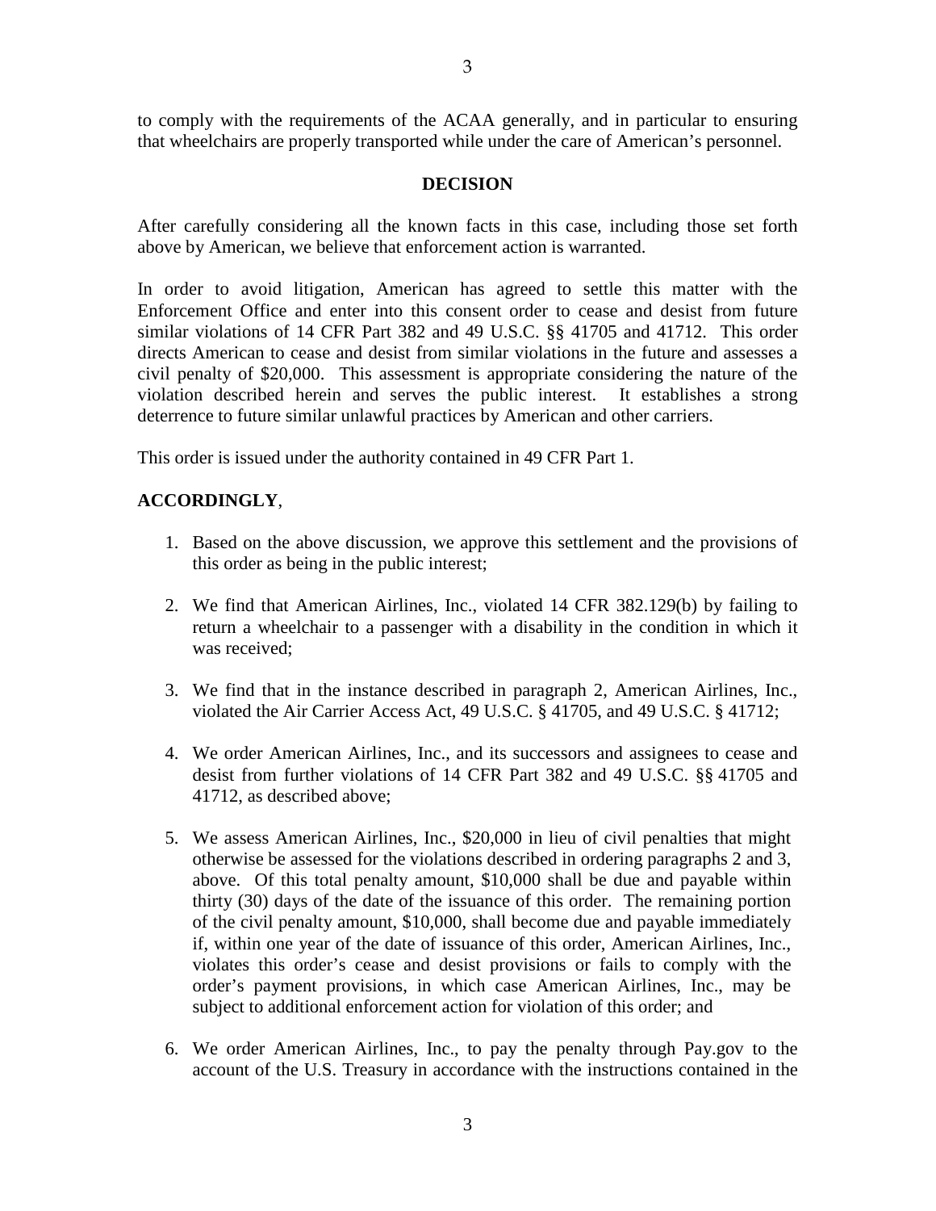to comply with the requirements of the ACAA generally, and in particular to ensuring that wheelchairs are properly transported while under the care of American's personnel.

## DECISION

After carefully considering all the known facts in this case, including those set forth above by American, we believe that enforcement action is warranted.

In order to avoid litigation, American has agreed to settle this matter with the Enforcement Office and enter into this consent order to cease and desist from future similar violations of 14 CFR Part 382 and 49 U.S.C. §§ 41705 and 41712. This order directs American to cease and desist from similar violations in the future and assesses a civil penalty of $20,000. This assessment is appropriate considering the nature of the violation described herein and serves the public interest. It establishes a strong deterrence to future similar unlawful practices by American and other carriers.

This order is issued under the authority contained in 49 CFR Part 1.

**ACCORDINGLY**,

1. Based on the above discussion, we approve this settlement and the provisions of this order as being in the public interest;

2. We find that American Airlines, Inc., violated 14 CFR 382.129(b) by failing to return a wheelchair to a passenger with a disability in the condition in which it was received;

3. We find that in the instance described in paragraph 2, American Airlines, Inc., violated the Air Carrier Access Act, 49 U.S.C. § 41705, and 49 U.S.C. § 41712;

4. We order American Airlines, Inc., and its successors and assignees to cease and desist from further violations of 14 CFR Part 382 and 49 U.S.C. §§ 41705 and 41712, as described above;

5. We assess American Airlines, Inc., $20,000 in lieu of civil penalties that might otherwise be assessed for the violations described in ordering paragraphs 2 and 3, above. Of this total penalty amount, $10,000 shall be due and payable within thirty (30) days of the date of the issuance of this order. The remaining portion of the civil penalty amount, $10,000, shall become due and payable immediately if, within one year of the date of issuance of this order, American Airlines, Inc., violates this order's cease and desist provisions or fails to comply with the order's payment provisions, in which case American Airlines, Inc., may be subject to additional enforcement action for violation of this order; and

6. We order American Airlines, Inc., to pay the penalty through Pay.gov to the account of the U.S. Treasury in accordance with the instructions contained in the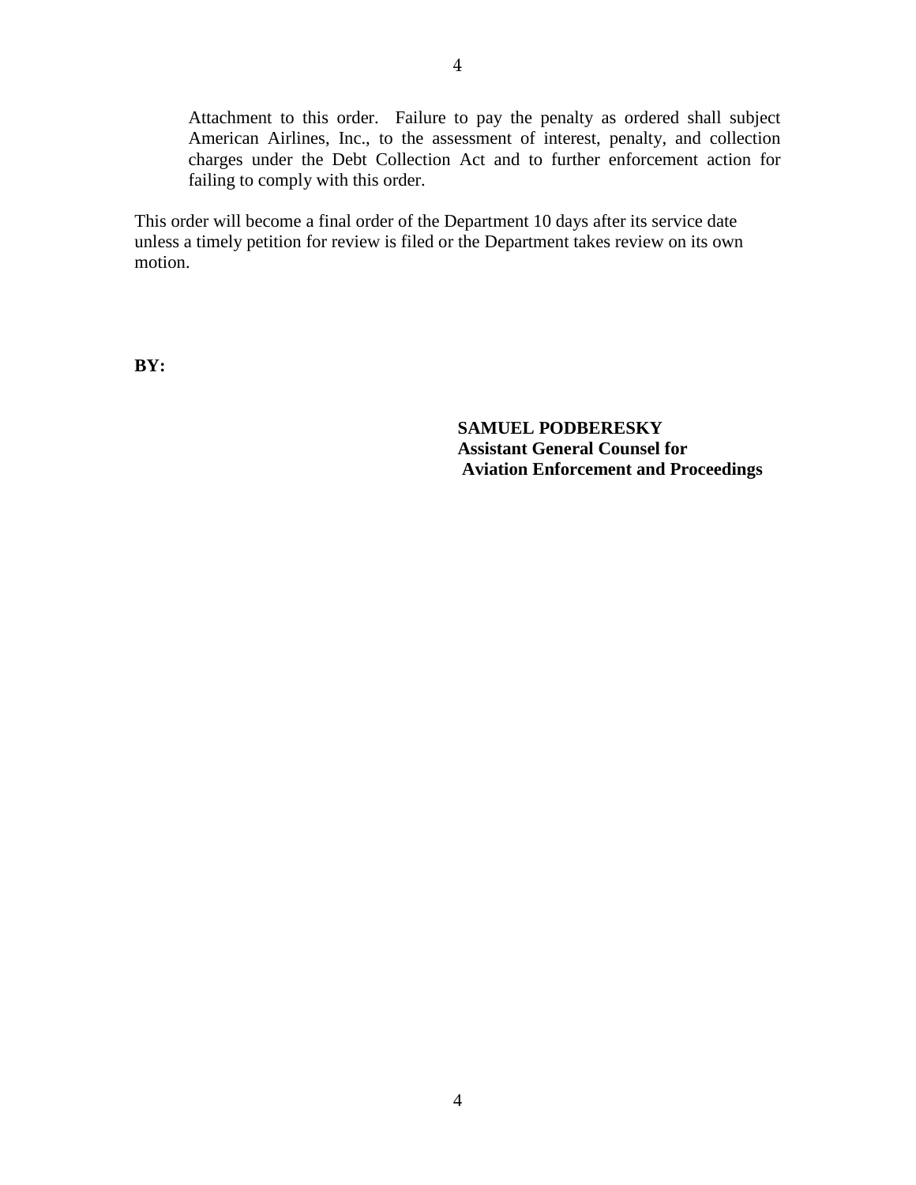Attachment to this order. Failure to pay the penalty as ordered shall subject American Airlines, Inc., to the assessment of interest, penalty, and collection charges under the Debt Collection Act and to further enforcement action for failing to comply with this order.

This order will become a final order of the Department 10 days after its service date unless a timely petition for review is filed or the Department takes review on its own motion.

**BY:**

**SAMUEL PODBERESKY**
**Assistant General Counsel for**
**Aviation Enforcement and Proceedings**